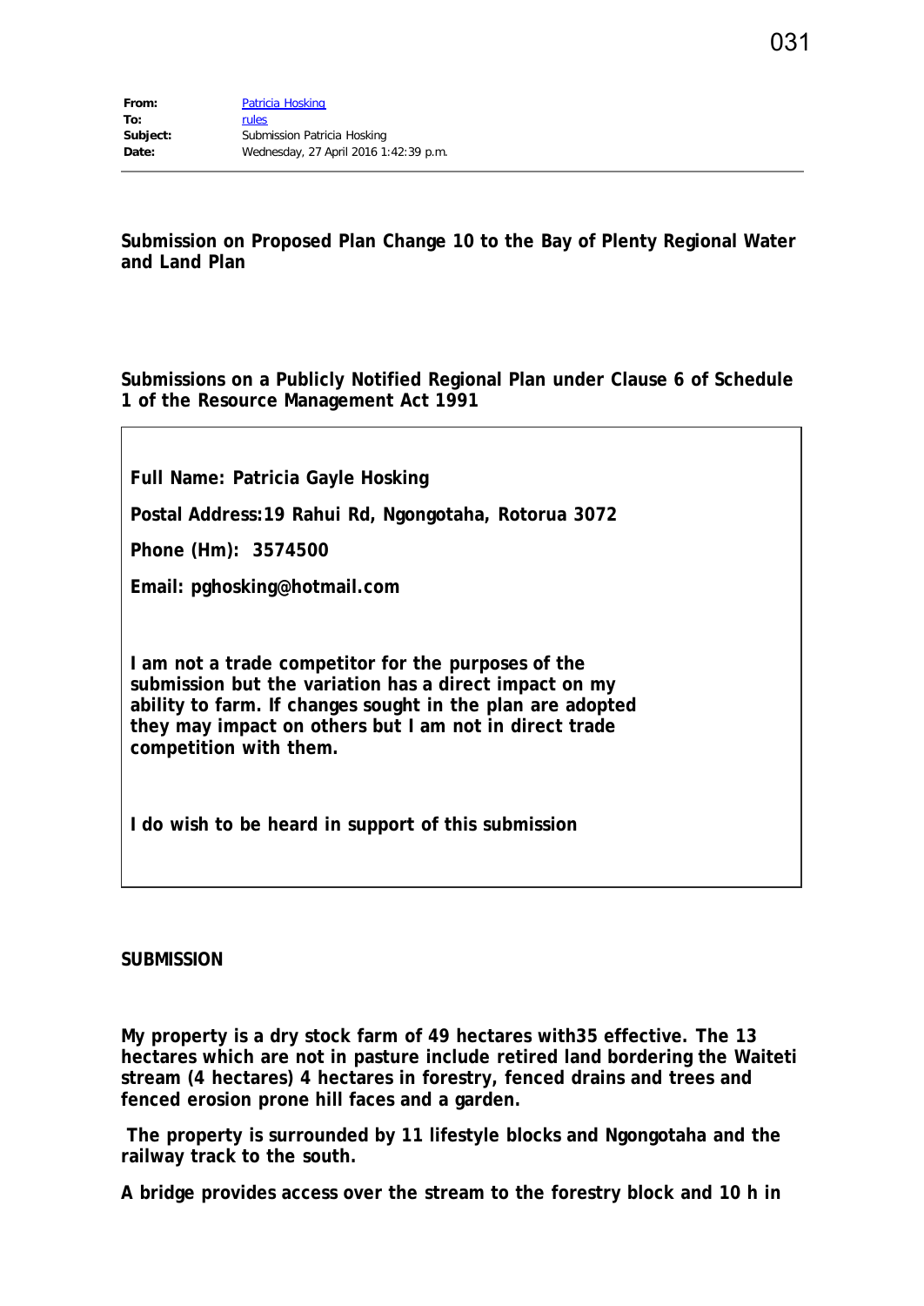| | |
|---|---|
| **From:** | Patricia Hosking |
| **To:** | rules |
| **Subject:** | Submission Patricia Hosking |
| **Date:** | Wednesday, 27 April 2016 1:42:39 p.m. |

---

**Submission on Proposed Plan Change 10 to the Bay of Plenty Regional Water and Land Plan**

**Submissions on a Publicly Notified Regional Plan under Clause 6 of Schedule 1 of the Resource Management Act 1991**

**Full Name: Patricia Gayle Hosking**

**Postal Address:19 Rahui Rd, Ngongotaha, Rotorua 3072**

**Phone (Hm): 3574500**

**Email: pghosking@hotmail.com**

**I am not a trade competitor for the purposes of the submission but the variation has a direct impact on my ability to farm. If changes sought in the plan are adopted they may impact on others but I am not in direct trade competition with them.**

**I do wish to be heard in support of this submission**

**SUBMISSION**

**My property is a dry stock farm of 49 hectares with35 effective. The 13 hectares which are not in pasture include retired land bordering the Waiteti stream (4 hectares) 4 hectares in forestry, fenced drains and trees and fenced erosion prone hill faces and a garden.**

**The property is surrounded by 11 lifestyle blocks and Ngongotaha and the railway track to the south.**

**A bridge provides access over the stream to the forestry block and 10 h in**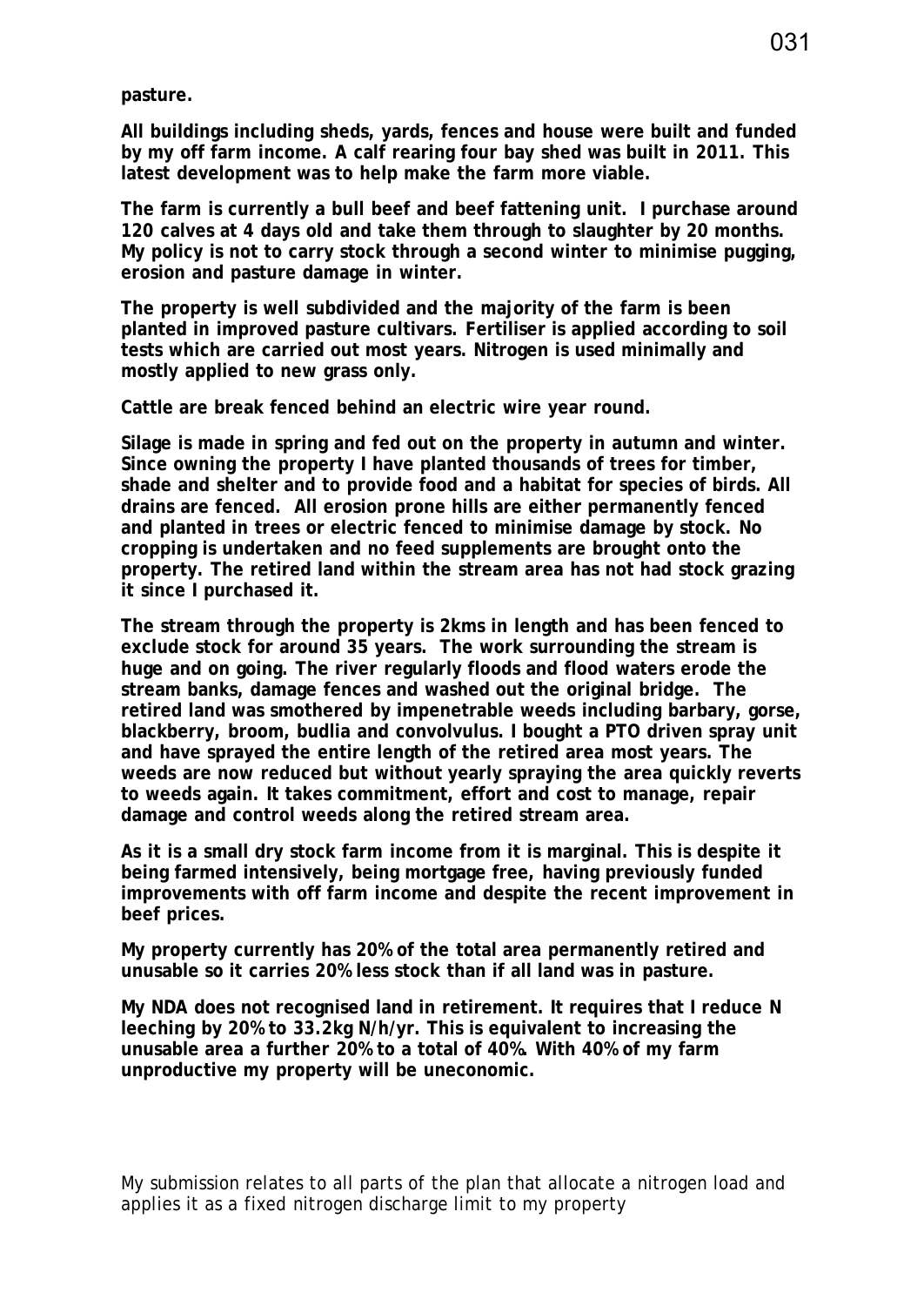**pasture.**

**All buildings including sheds, yards, fences and house were built and funded by my off farm income. A calf rearing four bay shed was built in 2011. This latest development was to help make the farm more viable.**

**The farm is currently a bull beef and beef fattening unit. I purchase around 120 calves at 4 days old and take them through to slaughter by 20 months. My policy is not to carry stock through a second winter to minimise pugging, erosion and pasture damage in winter.**

**The property is well subdivided and the majority of the farm is been planted in improved pasture cultivars. Fertiliser is applied according to soil tests which are carried out most years. Nitrogen is used minimally and mostly applied to new grass only.**

**Cattle are break fenced behind an electric wire year round.**

**Silage is made in spring and fed out on the property in autumn and winter. Since owning the property I have planted thousands of trees for timber, shade and shelter and to provide food and a habitat for species of birds. All drains are fenced. All erosion prone hills are either permanently fenced and planted in trees or electric fenced to minimise damage by stock. No cropping is undertaken and no feed supplements are brought onto the property. The retired land within the stream area has not had stock grazing it since I purchased it.**

**The stream through the property is 2kms in length and has been fenced to exclude stock for around 35 years. The work surrounding the stream is huge and on going. The river regularly floods and flood waters erode the stream banks, damage fences and washed out the original bridge. The retired land was smothered by impenetrable weeds including barbary, gorse, blackberry, broom, budlia and convolvulus. I bought a PTO driven spray unit and have sprayed the entire length of the retired area most years. The weeds are now reduced but without yearly spraying the area quickly reverts to weeds again. It takes commitment, effort and cost to manage, repair damage and control weeds along the retired stream area.**

**As it is a small dry stock farm income from it is marginal. This is despite it being farmed intensively, being mortgage free, having previously funded improvements with off farm income and despite the recent improvement in beef prices.**

**My property currently has 20% of the total area permanently retired and unusable so it carries 20% less stock than if all land was in pasture.**

**My NDA does not recognised land in retirement. It requires that I reduce N leeching by 20% to 33.2kg N/h/yr. This is equivalent to increasing the unusable area a further 20% to a total of 40%. With 40% of my farm unproductive my property will be uneconomic.**

My submission relates to all parts of the plan that allocate a nitrogen load and applies it as a fixed nitrogen discharge limit to my property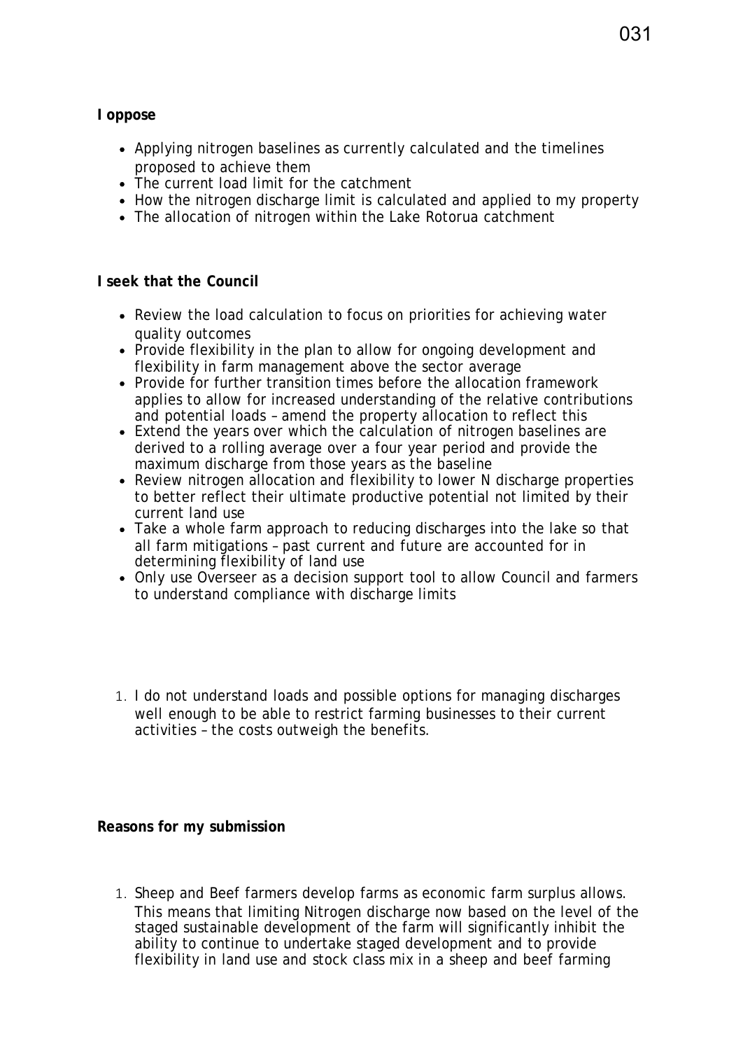**I oppose**

- Applying nitrogen baselines as currently calculated and the timelines proposed to achieve them
- The current load limit for the catchment
- How the nitrogen discharge limit is calculated and applied to my property
- The allocation of nitrogen within the Lake Rotorua catchment

**I seek that the Council**

- Review the load calculation to focus on priorities for achieving water quality outcomes
- Provide flexibility in the plan to allow for ongoing development and flexibility in farm management above the sector average
- Provide for further transition times before the allocation framework applies to allow for increased understanding of the relative contributions and potential loads – amend the property allocation to reflect this
- Extend the years over which the calculation of nitrogen baselines are derived to a rolling average over a four year period and provide the maximum discharge from those years as the baseline
- Review nitrogen allocation and flexibility to lower N discharge properties to better reflect their ultimate productive potential not limited by their current land use
- Take a whole farm approach to reducing discharges into the lake so that all farm mitigations – past current and future are accounted for in determining flexibility of land use
- Only use Overseer as a decision support tool to allow Council and farmers to understand compliance with discharge limits

1. I do not understand loads and possible options for managing discharges well enough to be able to restrict farming businesses to their current activities – the costs outweigh the benefits.

**Reasons for my submission**

1. Sheep and Beef farmers develop farms as economic farm surplus allows. This means that limiting Nitrogen discharge now based on the level of the staged sustainable development of the farm will significantly inhibit the ability to continue to undertake staged development and to provide flexibility in land use and stock class mix in a sheep and beef farming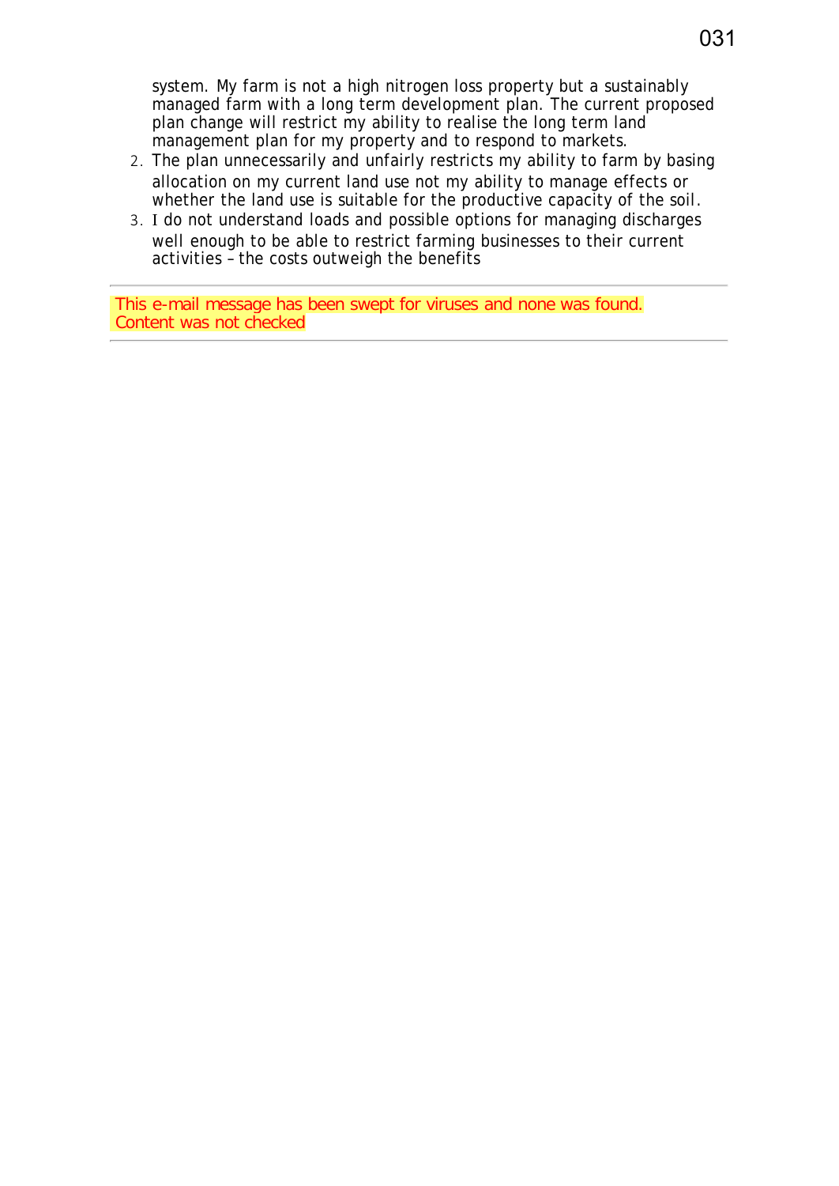system. My farm is not a high nitrogen loss property but a sustainably managed farm with a long term development plan. The current proposed plan change will restrict my ability to realise the long term land management plan for my property and to respond to markets.

2. The plan unnecessarily and unfairly restricts my ability to farm by basing allocation on my current land use not my ability to manage effects or whether the land use is suitable for the productive capacity of the soil.
3. I do not understand loads and possible options for managing discharges well enough to be able to restrict farming businesses to their current activities – the costs outweigh the benefits

---

This e-mail message has been swept for viruses and none was found.
Content was not checked

---